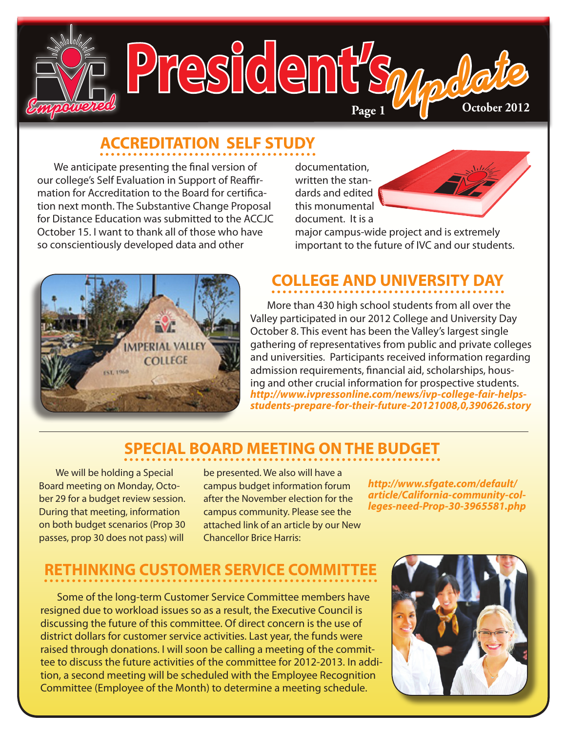# President's Update

October 2012

## ACCREDITATION SELF STUDY

We anticipate presenting the final version of our college's Self Evaluation in Support of Reaffirmation for Accreditation to the Board for certification next month. The Substantive Change Proposal for Distance Education was submitted to the ACCJC October 15. I want to thank all of those who have so conscientiously developed data and other documentation, written the standards and edited this monumental document. It is a major campus-wide project and is extremely important to the future of IVC and our students.

## COLLEGE AND UNIVERSITY DAY

More than 430 high school students from all over the Valley participated in our 2012 College and University Day October 8. This event has been the Valley's largest single gathering of representatives from public and private colleges and universities. Participants received information regarding admission requirements, financial aid, scholarships, housing and other crucial information for prospective students.
***http://www.ivpressonline.com/news/ivp-college-fair-helps-students-prepare-for-their-future-20121008,0,390626.story***

## SPECIAL BOARD MEETING ON THE BUDGET

We will be holding a Special Board meeting on Monday, October 29 for a budget review session. During that meeting, information on both budget scenarios (Prop 30 passes, prop 30 does not pass) will be presented. We also will have a campus budget information forum after the November election for the campus community. Please see the attached link of an article by our New Chancellor Brice Harris:

***http://www.sfgate.com/default/article/California-community-colleges-need-Prop-30-3965581.php***

## RETHINKING CUSTOMER SERVICE COMMITTEE

Some of the long-term Customer Service Committee members have resigned due to workload issues so as a result, the Executive Council is discussing the future of this committee. Of direct concern is the use of district dollars for customer service activities. Last year, the funds were raised through donations. I will soon be calling a meeting of the committee to discuss the future activities of the committee for 2012-2013. In addition, a second meeting will be scheduled with the Employee Recognition Committee (Employee of the Month) to determine a meeting schedule.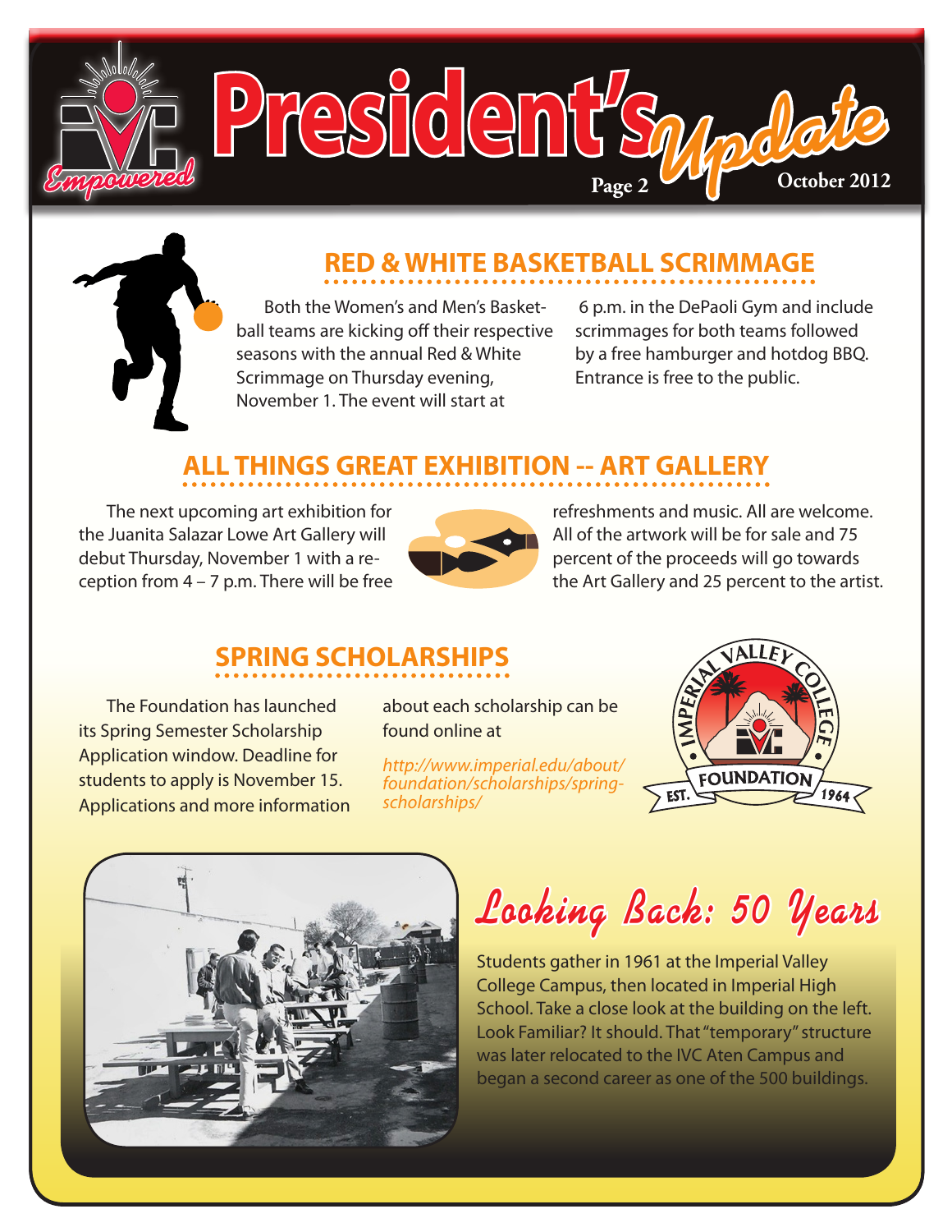# President's Update

October 2012

## RED & WHITE BASKETBALL SCRIMMAGE

Both the Women's and Men's Basketball teams are kicking off their respective seasons with the annual Red & White Scrimmage on Thursday evening, November 1. The event will start at 6 p.m. in the DePaoli Gym and include scrimmages for both teams followed by a free hamburger and hotdog BBQ. Entrance is free to the public.

## ALL THINGS GREAT EXHIBITION -- ART GALLERY

The next upcoming art exhibition for the Juanita Salazar Lowe Art Gallery will debut Thursday, November 1 with a reception from 4 – 7 p.m. There will be free refreshments and music. All are welcome. All of the artwork will be for sale and 75 percent of the proceeds will go towards the Art Gallery and 25 percent to the artist.

## SPRING SCHOLARSHIPS

The Foundation has launched its Spring Semester Scholarship Application window. Deadline for students to apply is November 15. Applications and more information about each scholarship can be found online at

*http://www.imperial.edu/about/foundation/scholarships/spring-scholarships/*

## Looking Back: 50 Years

Students gather in 1961 at the Imperial Valley College Campus, then located in Imperial High School. Take a close look at the building on the left. Look Familiar? It should. That "temporary" structure was later relocated to the IVC Aten Campus and began a second career as one of the 500 buildings.